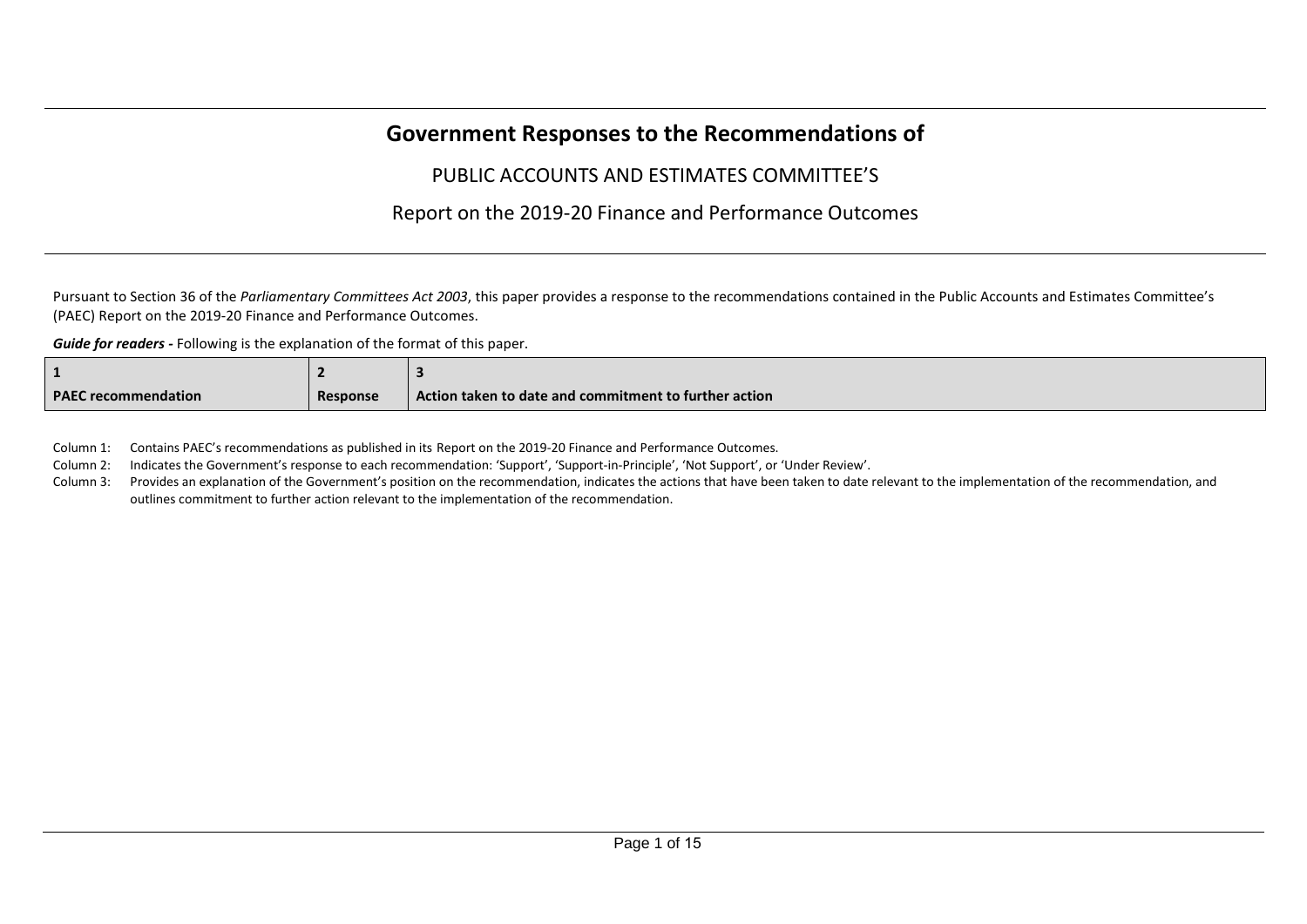# Government Responses to the Recommendations of

## PUBLIC ACCOUNTS AND ESTIMATES COMMITTEE'S

## Report on the 2019-20 Finance and Performance Outcomes

Pursuant to Section 36 of the *Parliamentary Committees Act 2003*, this paper provides a response to the recommendations contained in the Public Accounts and Estimates Committee's (PAEC) Report on the 2019-20 Finance and Performance Outcomes.

***Guide for readers -*** Following is the explanation of the format of this paper.

| **1** | **2** | **3** |
|---|---|---|
| **PAEC recommendation** | **Response** | **Action taken to date and commitment to further action** |

Column 1: Contains PAEC's recommendations as published in its Report on the 2019-20 Finance and Performance Outcomes.

Column 2: Indicates the Government's response to each recommendation: 'Support', 'Support-in-Principle', 'Not Support', or 'Under Review'.

Column 3: Provides an explanation of the Government's position on the recommendation, indicates the actions that have been taken to date relevant to the implementation of the recommendation, and outlines commitment to further action relevant to the implementation of the recommendation.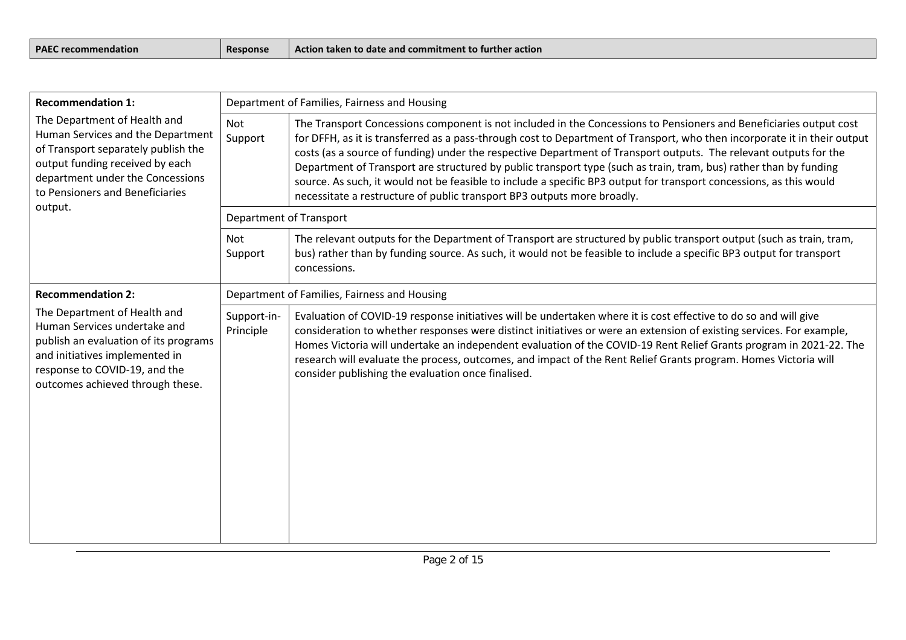| PAEC recommendation | Response | Action taken to date and commitment to further action |
|---|---|---|
| **Recommendation 1:** The Department of Health and Human Services and the Department of Transport separately publish the output funding received by each department under the Concessions to Pensioners and Beneficiaries output. | Department of Families, Fairness and Housing | |
| | Not Support | The Transport Concessions component is not included in the Concessions to Pensioners and Beneficiaries output cost for DFFH, as it is transferred as a pass-through cost to Department of Transport, who then incorporate it in their output costs (as a source of funding) under the respective Department of Transport outputs. The relevant outputs for the Department of Transport are structured by public transport type (such as train, tram, bus) rather than by funding source. As such, it would not be feasible to include a specific BP3 output for transport concessions, as this would necessitate a restructure of public transport BP3 outputs more broadly. |
| | Department of Transport | |
| | Not Support | The relevant outputs for the Department of Transport are structured by public transport output (such as train, tram, bus) rather than by funding source. As such, it would not be feasible to include a specific BP3 output for transport concessions. |
| **Recommendation 2:** The Department of Health and Human Services undertake and publish an evaluation of its programs and initiatives implemented in response to COVID-19, and the outcomes achieved through these. | Department of Families, Fairness and Housing | |
| | Support-in-Principle | Evaluation of COVID-19 response initiatives will be undertaken where it is cost effective to do so and will give consideration to whether responses were distinct initiatives or were an extension of existing services. For example, Homes Victoria will undertake an independent evaluation of the COVID-19 Rent Relief Grants program in 2021-22. The research will evaluate the process, outcomes, and impact of the Rent Relief Grants program. Homes Victoria will consider publishing the evaluation once finalised. |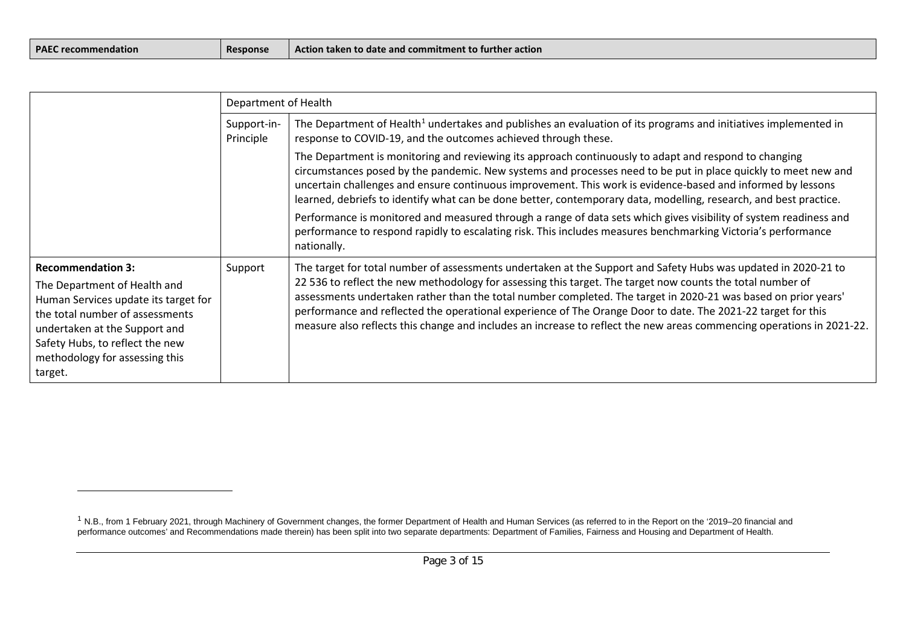| PAEC recommendation | Response | Action taken to date and commitment to further action |
|---|---|---|
| | Department of Health | |
| | Support-in-Principle | The Department of Health[1] undertakes and publishes an evaluation of its programs and initiatives implemented in response to COVID-19, and the outcomes achieved through these.<br><br>The Department is monitoring and reviewing its approach continuously to adapt and respond to changing circumstances posed by the pandemic. New systems and processes need to be put in place quickly to meet new and uncertain challenges and ensure continuous improvement. This work is evidence-based and informed by lessons learned, debriefs to identify what can be done better, contemporary data, modelling, research, and best practice.<br><br>Performance is monitored and measured through a range of data sets which gives visibility of system readiness and performance to respond rapidly to escalating risk. This includes measures benchmarking Victoria's performance nationally. |
| **Recommendation 3:**<br>The Department of Health and Human Services update its target for the total number of assessments undertaken at the Support and Safety Hubs, to reflect the new methodology for assessing this target. | Support | The target for total number of assessments undertaken at the Support and Safety Hubs was updated in 2020-21 to 22 536 to reflect the new methodology for assessing this target. The target now counts the total number of assessments undertaken rather than the total number completed. The target in 2020-21 was based on prior years' performance and reflected the operational experience of The Orange Door to date. The 2021-22 target for this measure also reflects this change and includes an increase to reflect the new areas commencing operations in 2021-22. |

[1] N.B., from 1 February 2021, through Machinery of Government changes, the former Department of Health and Human Services (as referred to in the Report on the '2019–20 financial and performance outcomes' and Recommendations made therein) has been split into two separate departments: Department of Families, Fairness and Housing and Department of Health.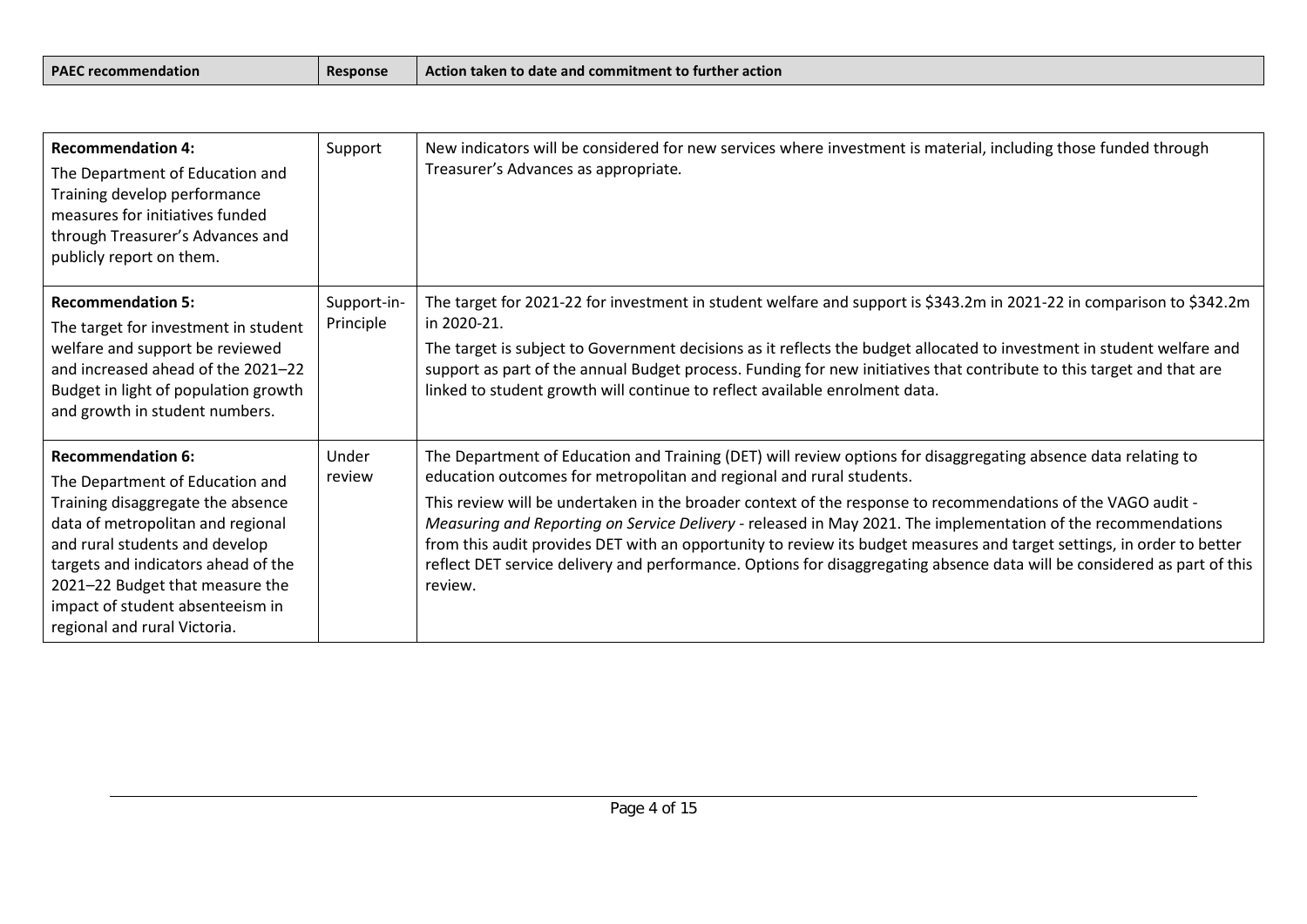| PAEC recommendation | Response | Action taken to date and commitment to further action |
|---|---|---|
| **Recommendation 4:** The Department of Education and Training develop performance measures for initiatives funded through Treasurer's Advances and publicly report on them. | Support | New indicators will be considered for new services where investment is material, including those funded through Treasurer's Advances as appropriate. |
| **Recommendation 5:** The target for investment in student welfare and support be reviewed and increased ahead of the 2021–22 Budget in light of population growth and growth in student numbers. | Support-in-Principle | The target for 2021-22 for investment in student welfare and support is \$343.2m in 2021-22 in comparison to \$342.2m in 2020-21.<br><br>The target is subject to Government decisions as it reflects the budget allocated to investment in student welfare and support as part of the annual Budget process. Funding for new initiatives that contribute to this target and that are linked to student growth will continue to reflect available enrolment data. |
| **Recommendation 6:** The Department of Education and Training disaggregate the absence data of metropolitan and regional and rural students and develop targets and indicators ahead of the 2021–22 Budget that measure the impact of student absenteeism in regional and rural Victoria. | Under review | The Department of Education and Training (DET) will review options for disaggregating absence data relating to education outcomes for metropolitan and regional and rural students.<br><br>This review will be undertaken in the broader context of the response to recommendations of the VAGO audit - *Measuring and Reporting on Service Delivery* - released in May 2021. The implementation of the recommendations from this audit provides DET with an opportunity to review its budget measures and target settings, in order to better reflect DET service delivery and performance. Options for disaggregating absence data will be considered as part of this review. |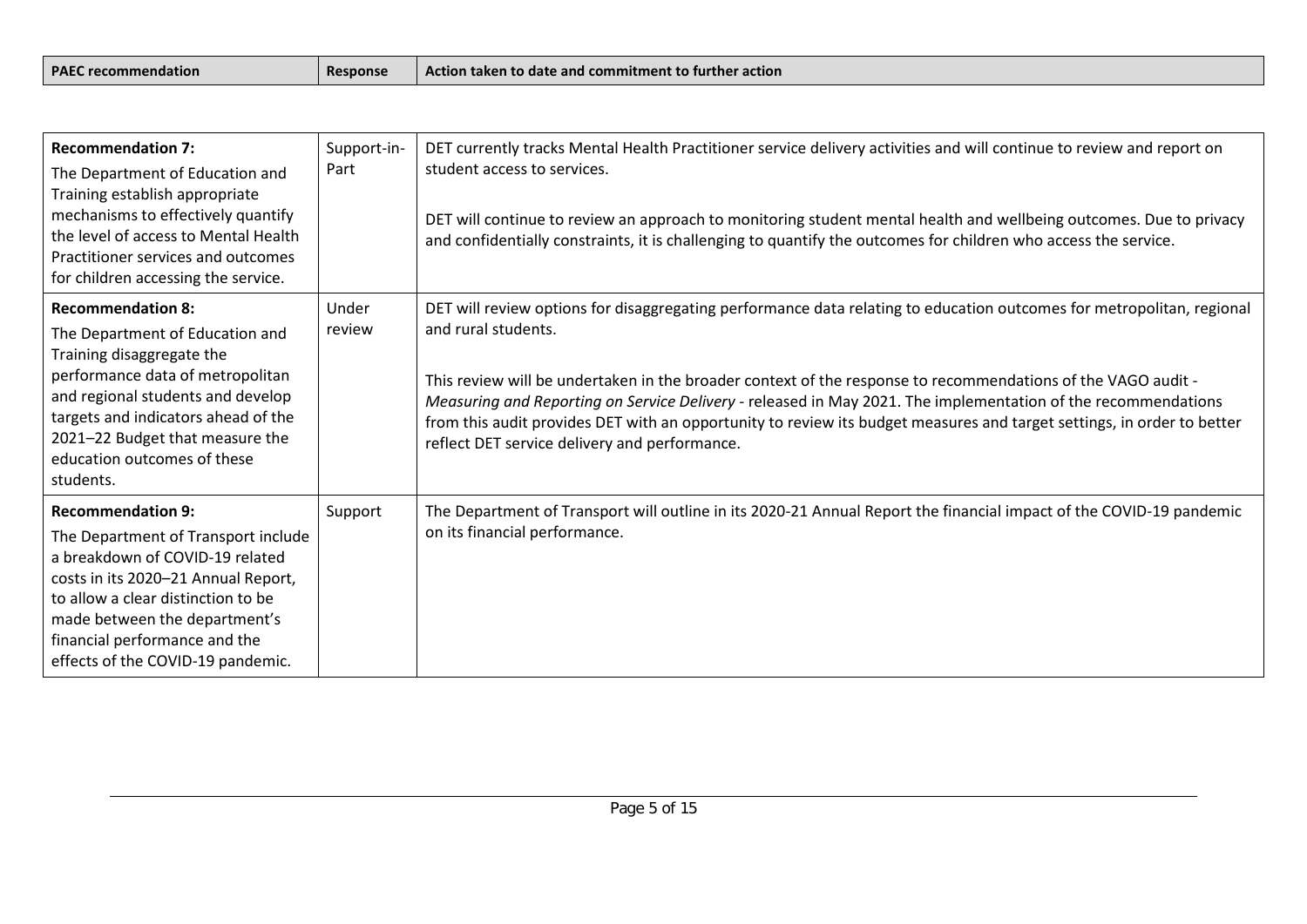| PAEC recommendation | Response | Action taken to date and commitment to further action |
|---|---|---|
| **Recommendation 7:** The Department of Education and Training establish appropriate mechanisms to effectively quantify the level of access to Mental Health Practitioner services and outcomes for children accessing the service. | Support-in-Part | DET currently tracks Mental Health Practitioner service delivery activities and will continue to review and report on student access to services.<br><br>DET will continue to review an approach to monitoring student mental health and wellbeing outcomes. Due to privacy and confidentially constraints, it is challenging to quantify the outcomes for children who access the service. |
| **Recommendation 8:** The Department of Education and Training disaggregate the performance data of metropolitan and regional students and develop targets and indicators ahead of the 2021–22 Budget that measure the education outcomes of these students. | Under review | DET will review options for disaggregating performance data relating to education outcomes for metropolitan, regional and rural students.<br><br>This review will be undertaken in the broader context of the response to recommendations of the VAGO audit - *Measuring and Reporting on Service Delivery* - released in May 2021. The implementation of the recommendations from this audit provides DET with an opportunity to review its budget measures and target settings, in order to better reflect DET service delivery and performance. |
| **Recommendation 9:** The Department of Transport include a breakdown of COVID-19 related costs in its 2020–21 Annual Report, to allow a clear distinction to be made between the department's financial performance and the effects of the COVID-19 pandemic. | Support | The Department of Transport will outline in its 2020-21 Annual Report the financial impact of the COVID-19 pandemic on its financial performance. |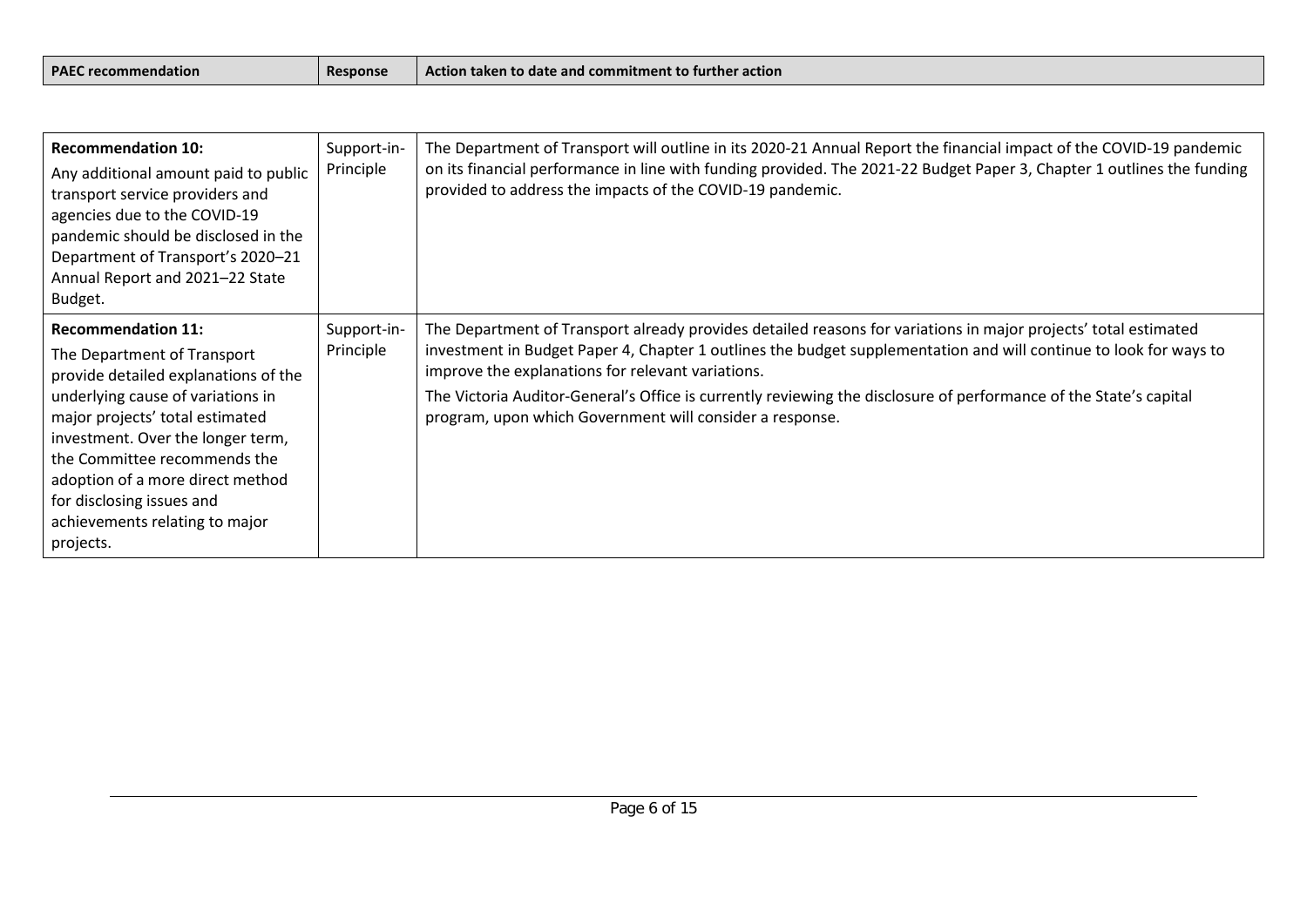| PAEC recommendation | Response | Action taken to date and commitment to further action |
|---|---|---|
| **Recommendation 10:** Any additional amount paid to public transport service providers and agencies due to the COVID-19 pandemic should be disclosed in the Department of Transport's 2020–21 Annual Report and 2021–22 State Budget. | Support-in-Principle | The Department of Transport will outline in its 2020-21 Annual Report the financial impact of the COVID-19 pandemic on its financial performance in line with funding provided. The 2021-22 Budget Paper 3, Chapter 1 outlines the funding provided to address the impacts of the COVID-19 pandemic. |
| **Recommendation 11:** The Department of Transport provide detailed explanations of the underlying cause of variations in major projects' total estimated investment. Over the longer term, the Committee recommends the adoption of a more direct method for disclosing issues and achievements relating to major projects. | Support-in-Principle | The Department of Transport already provides detailed reasons for variations in major projects' total estimated investment in Budget Paper 4, Chapter 1 outlines the budget supplementation and will continue to look for ways to improve the explanations for relevant variations.<br><br>The Victoria Auditor-General's Office is currently reviewing the disclosure of performance of the State's capital program, upon which Government will consider a response. |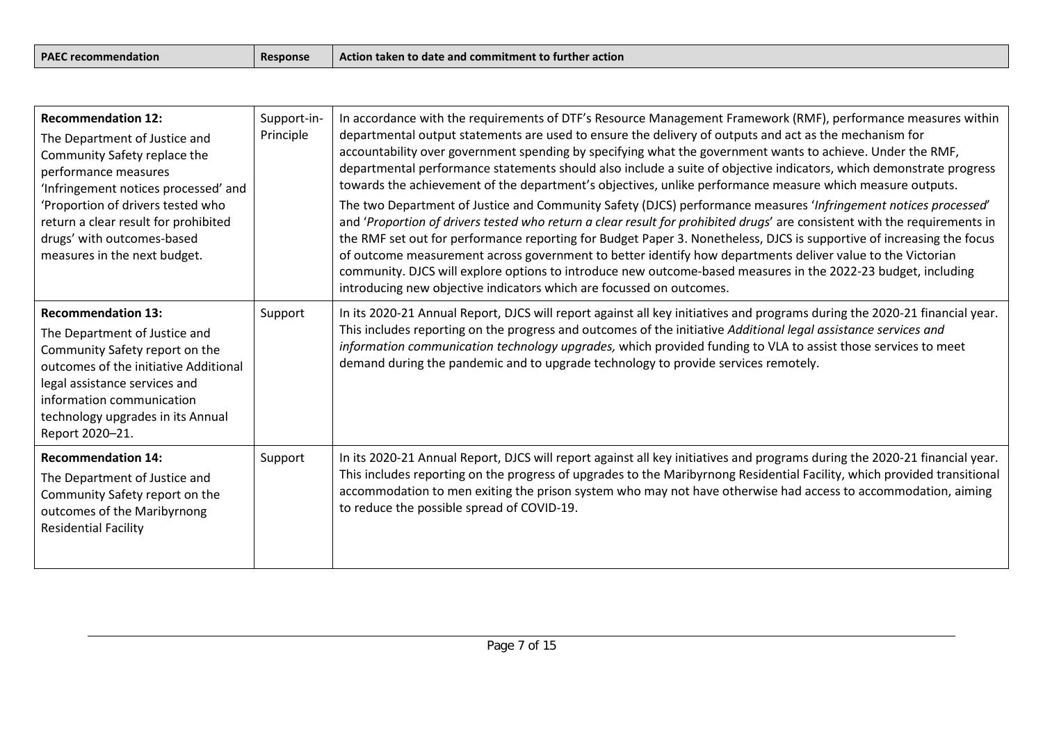| PAEC recommendation | Response | Action taken to date and commitment to further action |
|---|---|---|
| **Recommendation 12:**<br>The Department of Justice and Community Safety replace the performance measures 'Infringement notices processed' and 'Proportion of drivers tested who return a clear result for prohibited drugs' with outcomes-based measures in the next budget. | Support-in-Principle | In accordance with the requirements of DTF's Resource Management Framework (RMF), performance measures within departmental output statements are used to ensure the delivery of outputs and act as the mechanism for accountability over government spending by specifying what the government wants to achieve. Under the RMF, departmental performance statements should also include a suite of objective indicators, which demonstrate progress towards the achievement of the department's objectives, unlike performance measure which measure outputs.<br>The two Department of Justice and Community Safety (DJCS) performance measures '*Infringement notices processed*' and '*Proportion of drivers tested who return a clear result for prohibited drugs*' are consistent with the requirements in the RMF set out for performance reporting for Budget Paper 3. Nonetheless, DJCS is supportive of increasing the focus of outcome measurement across government to better identify how departments deliver value to the Victorian community. DJCS will explore options to introduce new outcome-based measures in the 2022-23 budget, including introducing new objective indicators which are focussed on outcomes. |
| **Recommendation 13:**<br>The Department of Justice and Community Safety report on the outcomes of the initiative Additional legal assistance services and information communication technology upgrades in its Annual Report 2020–21. | Support | In its 2020-21 Annual Report, DJCS will report against all key initiatives and programs during the 2020-21 financial year. This includes reporting on the progress and outcomes of the initiative *Additional legal assistance services and information communication technology upgrades,* which provided funding to VLA to assist those services to meet demand during the pandemic and to upgrade technology to provide services remotely. |
| **Recommendation 14:**<br>The Department of Justice and Community Safety report on the outcomes of the Maribyrnong Residential Facility | Support | In its 2020-21 Annual Report, DJCS will report against all key initiatives and programs during the 2020-21 financial year. This includes reporting on the progress of upgrades to the Maribyrnong Residential Facility, which provided transitional accommodation to men exiting the prison system who may not have otherwise had access to accommodation, aiming to reduce the possible spread of COVID-19. |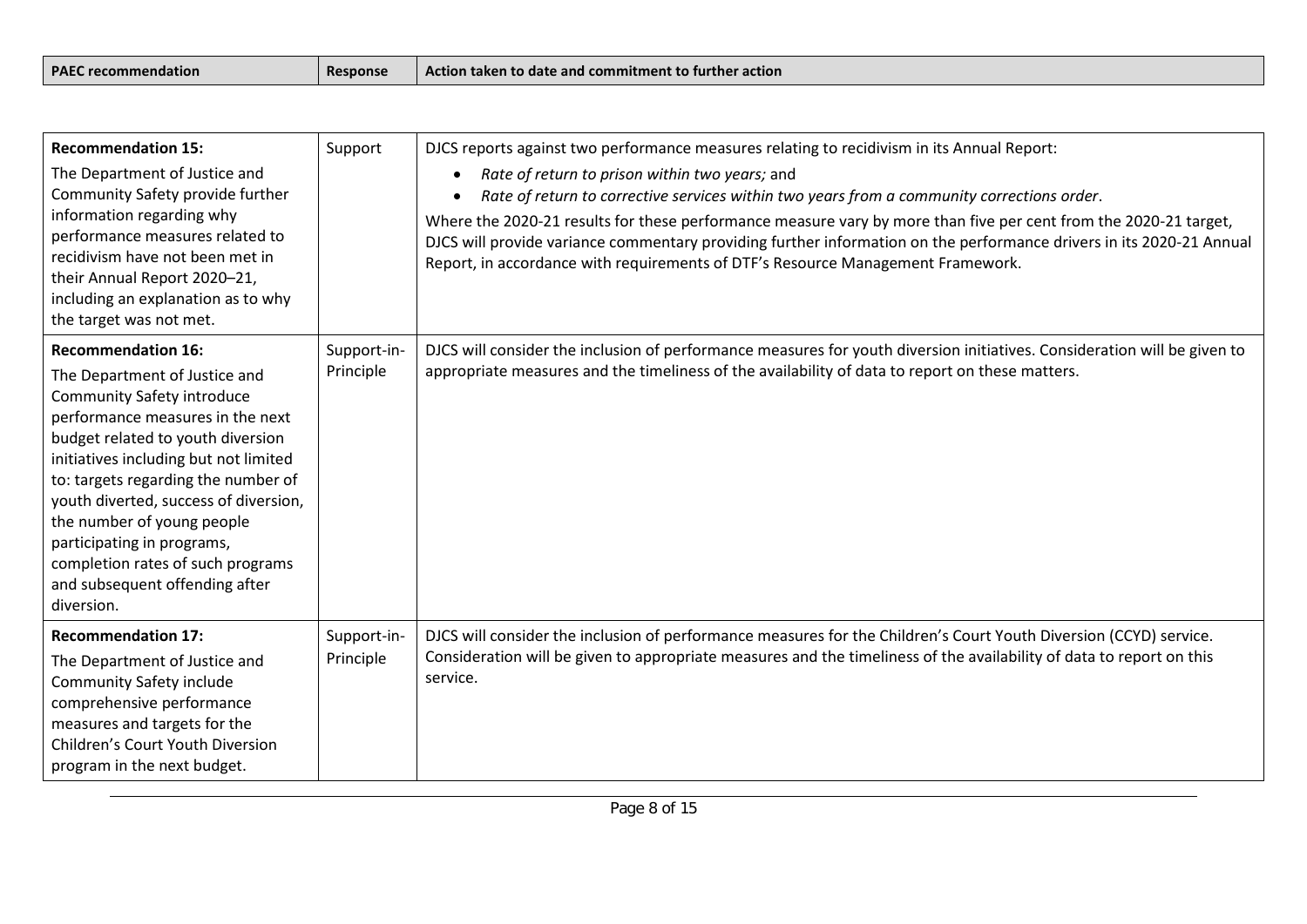| PAEC recommendation | Response | Action taken to date and commitment to further action |
|---|---|---|
| **Recommendation 15:**<br>The Department of Justice and Community Safety provide further information regarding why performance measures related to recidivism have not been met in their Annual Report 2020–21, including an explanation as to why the target was not met. | Support | DJCS reports against two performance measures relating to recidivism in its Annual Report:<br>• *Rate of return to prison within two years;* and<br>• *Rate of return to corrective services within two years from a community corrections order*.<br>Where the 2020-21 results for these performance measure vary by more than five per cent from the 2020-21 target, DJCS will provide variance commentary providing further information on the performance drivers in its 2020-21 Annual Report, in accordance with requirements of DTF's Resource Management Framework. |
| **Recommendation 16:**<br>The Department of Justice and Community Safety introduce performance measures in the next budget related to youth diversion initiatives including but not limited to: targets regarding the number of youth diverted, success of diversion, the number of young people participating in programs, completion rates of such programs and subsequent offending after diversion. | Support-in-Principle | DJCS will consider the inclusion of performance measures for youth diversion initiatives. Consideration will be given to appropriate measures and the timeliness of the availability of data to report on these matters. |
| **Recommendation 17:**<br>The Department of Justice and Community Safety include comprehensive performance measures and targets for the Children's Court Youth Diversion program in the next budget. | Support-in-Principle | DJCS will consider the inclusion of performance measures for the Children's Court Youth Diversion (CCYD) service. Consideration will be given to appropriate measures and the timeliness of the availability of data to report on this service. |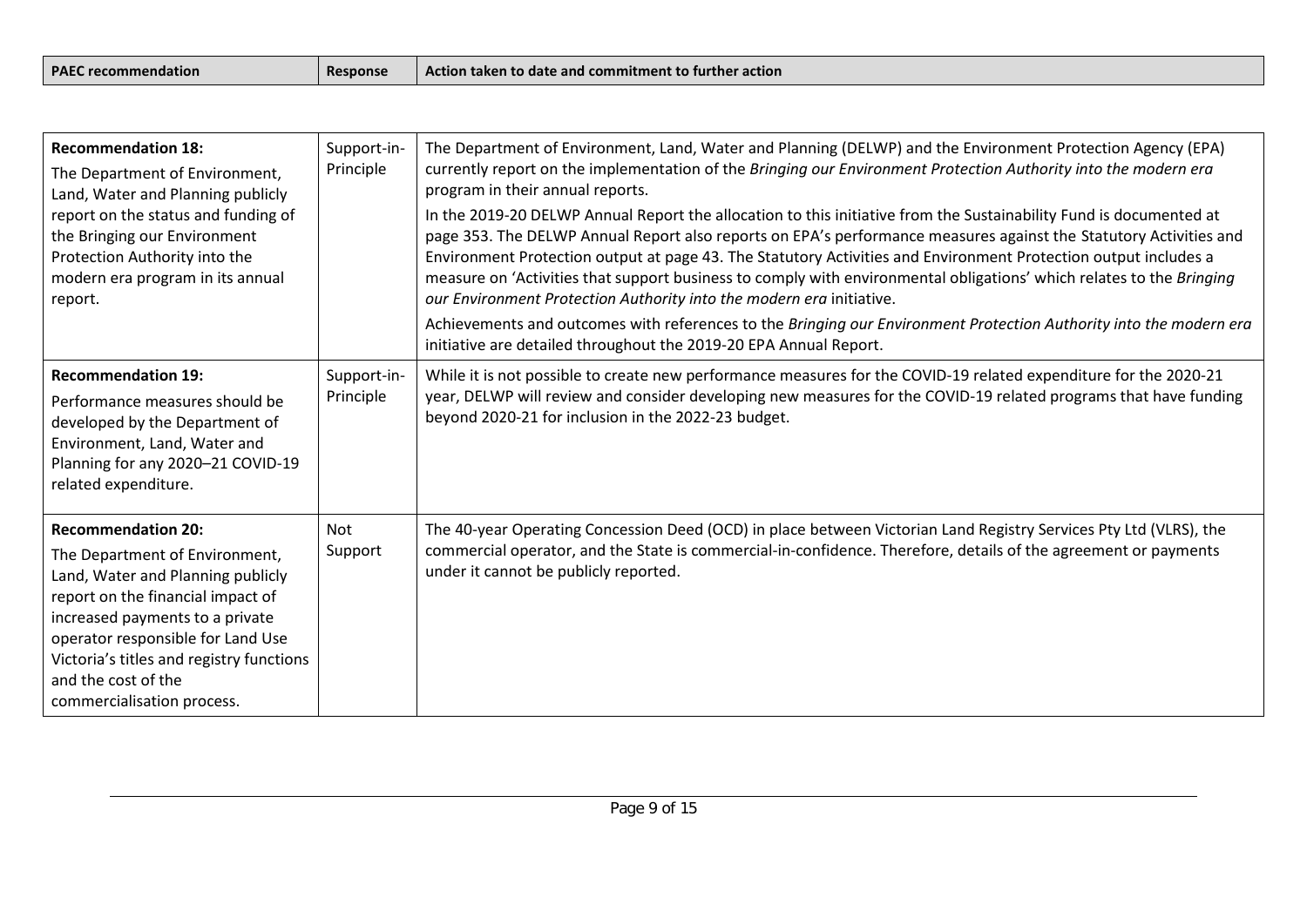| PAEC recommendation | Response | Action taken to date and commitment to further action |
|---|---|---|
| **Recommendation 18:** The Department of Environment, Land, Water and Planning publicly report on the status and funding of the Bringing our Environment Protection Authority into the modern era program in its annual report. | Support-in-Principle | The Department of Environment, Land, Water and Planning (DELWP) and the Environment Protection Agency (EPA) currently report on the implementation of the *Bringing our Environment Protection Authority into the modern era* program in their annual reports.<br>In the 2019-20 DELWP Annual Report the allocation to this initiative from the Sustainability Fund is documented at page 353. The DELWP Annual Report also reports on EPA's performance measures against the Statutory Activities and Environment Protection output at page 43. The Statutory Activities and Environment Protection output includes a measure on 'Activities that support business to comply with environmental obligations' which relates to the *Bringing our Environment Protection Authority into the modern era* initiative.<br>Achievements and outcomes with references to the *Bringing our Environment Protection Authority into the modern era* initiative are detailed throughout the 2019-20 EPA Annual Report. |
| **Recommendation 19:** Performance measures should be developed by the Department of Environment, Land, Water and Planning for any 2020–21 COVID-19 related expenditure. | Support-in-Principle | While it is not possible to create new performance measures for the COVID-19 related expenditure for the 2020-21 year, DELWP will review and consider developing new measures for the COVID-19 related programs that have funding beyond 2020-21 for inclusion in the 2022-23 budget. |
| **Recommendation 20:** The Department of Environment, Land, Water and Planning publicly report on the financial impact of increased payments to a private operator responsible for Land Use Victoria's titles and registry functions and the cost of the commercialisation process. | Not Support | The 40-year Operating Concession Deed (OCD) in place between Victorian Land Registry Services Pty Ltd (VLRS), the commercial operator, and the State is commercial-in-confidence. Therefore, details of the agreement or payments under it cannot be publicly reported. |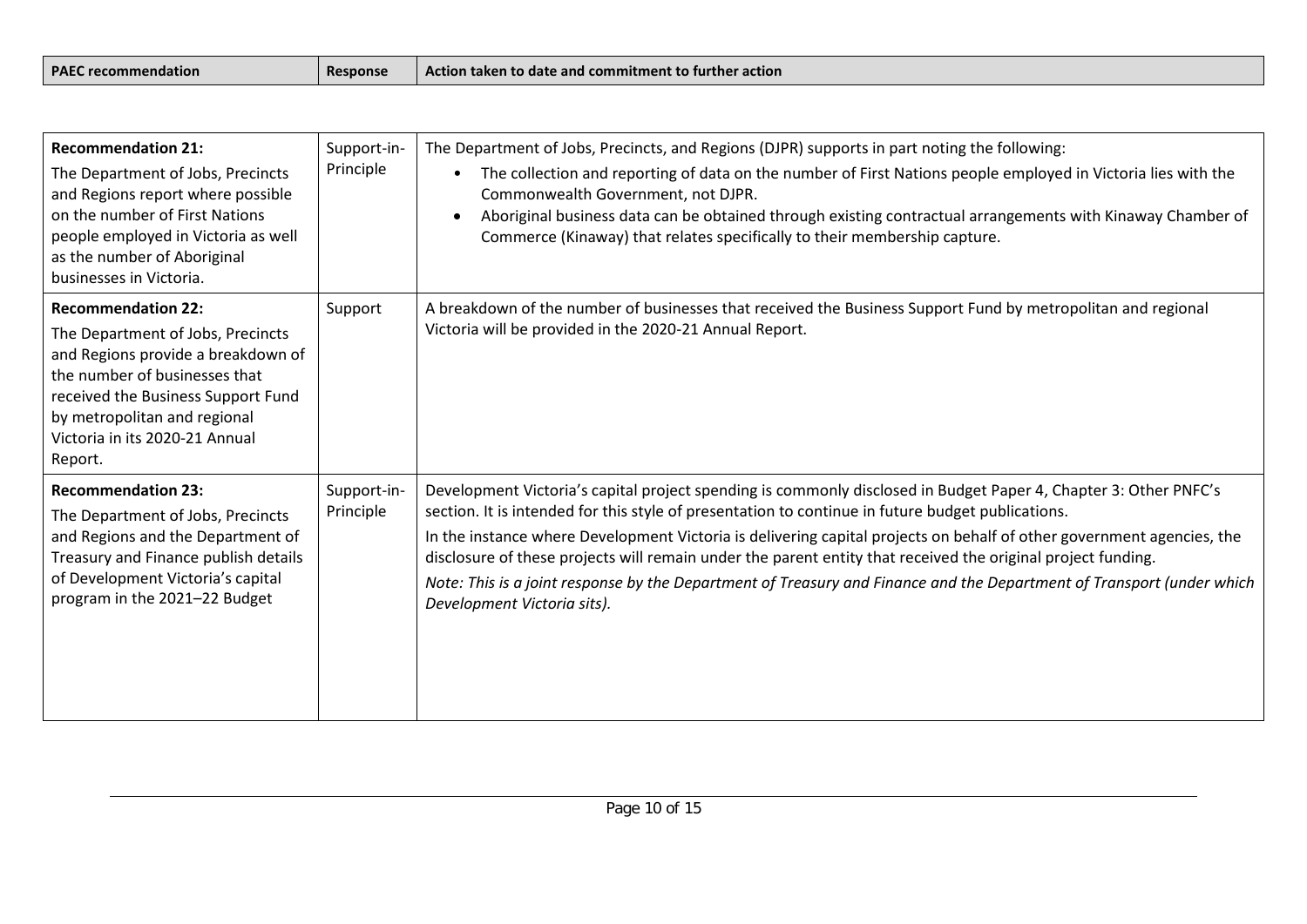| PAEC recommendation | Response | Action taken to date and commitment to further action |
|---|---|---|
| **Recommendation 21:** The Department of Jobs, Precincts and Regions report where possible on the number of First Nations people employed in Victoria as well as the number of Aboriginal businesses in Victoria. | Support-in-Principle | The Department of Jobs, Precincts, and Regions (DJPR) supports in part noting the following: <br>• The collection and reporting of data on the number of First Nations people employed in Victoria lies with the Commonwealth Government, not DJPR. <br>• Aboriginal business data can be obtained through existing contractual arrangements with Kinaway Chamber of Commerce (Kinaway) that relates specifically to their membership capture. |
| **Recommendation 22:** The Department of Jobs, Precincts and Regions provide a breakdown of the number of businesses that received the Business Support Fund by metropolitan and regional Victoria in its 2020-21 Annual Report. | Support | A breakdown of the number of businesses that received the Business Support Fund by metropolitan and regional Victoria will be provided in the 2020-21 Annual Report. |
| **Recommendation 23:** The Department of Jobs, Precincts and Regions and the Department of Treasury and Finance publish details of Development Victoria's capital program in the 2021–22 Budget | Support-in-Principle | Development Victoria's capital project spending is commonly disclosed in Budget Paper 4, Chapter 3: Other PNFC's section. It is intended for this style of presentation to continue in future budget publications. <br>In the instance where Development Victoria is delivering capital projects on behalf of other government agencies, the disclosure of these projects will remain under the parent entity that received the original project funding. <br>*Note: This is a joint response by the Department of Treasury and Finance and the Department of Transport (under which Development Victoria sits).* |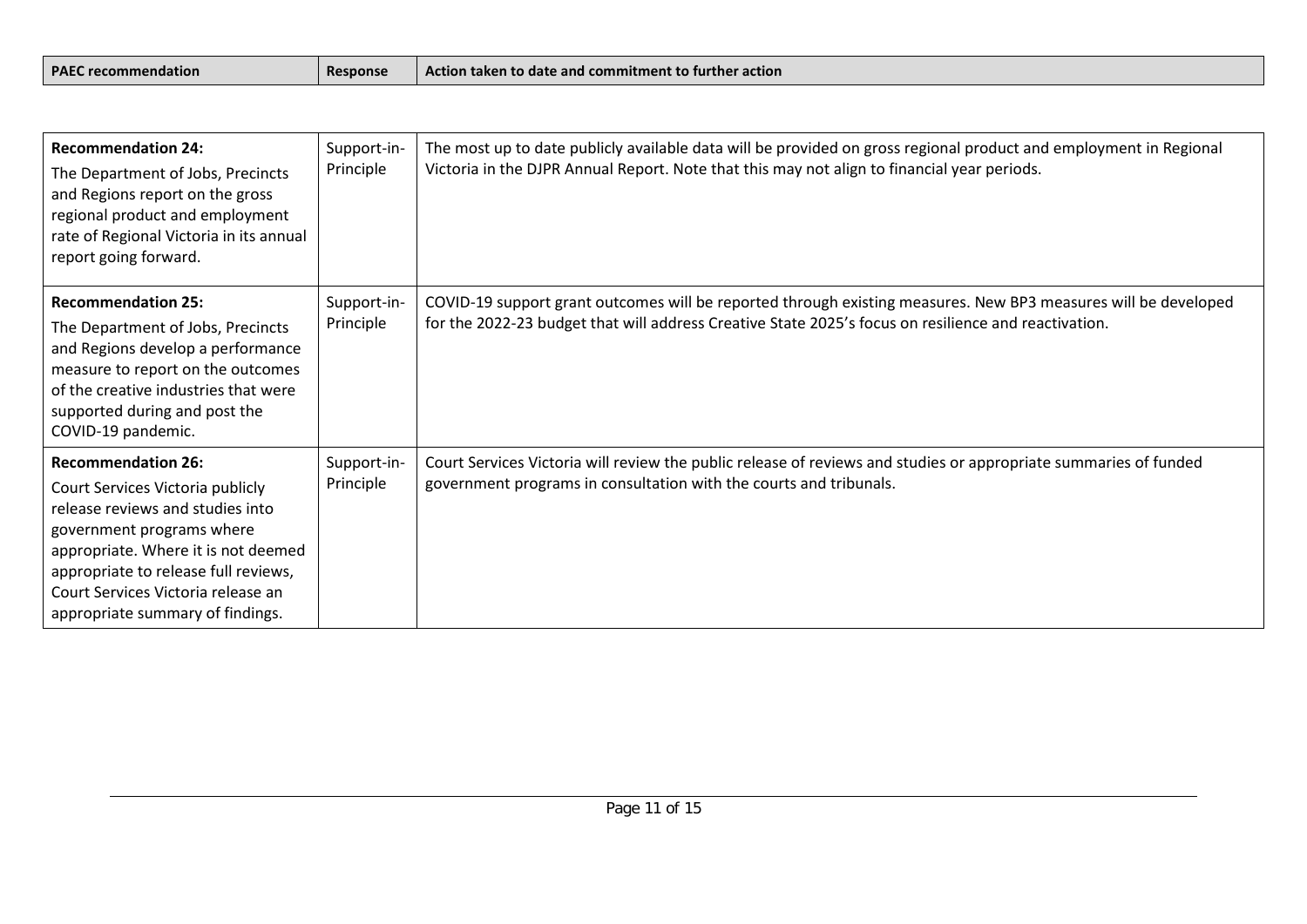| PAEC recommendation | Response | Action taken to date and commitment to further action |
| --- | --- | --- |
| **Recommendation 24:** The Department of Jobs, Precincts and Regions report on the gross regional product and employment rate of Regional Victoria in its annual report going forward. | Support-in-Principle | The most up to date publicly available data will be provided on gross regional product and employment in Regional Victoria in the DJPR Annual Report. Note that this may not align to financial year periods. |
| **Recommendation 25:** The Department of Jobs, Precincts and Regions develop a performance measure to report on the outcomes of the creative industries that were supported during and post the COVID-19 pandemic. | Support-in-Principle | COVID-19 support grant outcomes will be reported through existing measures. New BP3 measures will be developed for the 2022-23 budget that will address Creative State 2025's focus on resilience and reactivation. |
| **Recommendation 26:** Court Services Victoria publicly release reviews and studies into government programs where appropriate. Where it is not deemed appropriate to release full reviews, Court Services Victoria release an appropriate summary of findings. | Support-in-Principle | Court Services Victoria will review the public release of reviews and studies or appropriate summaries of funded government programs in consultation with the courts and tribunals. |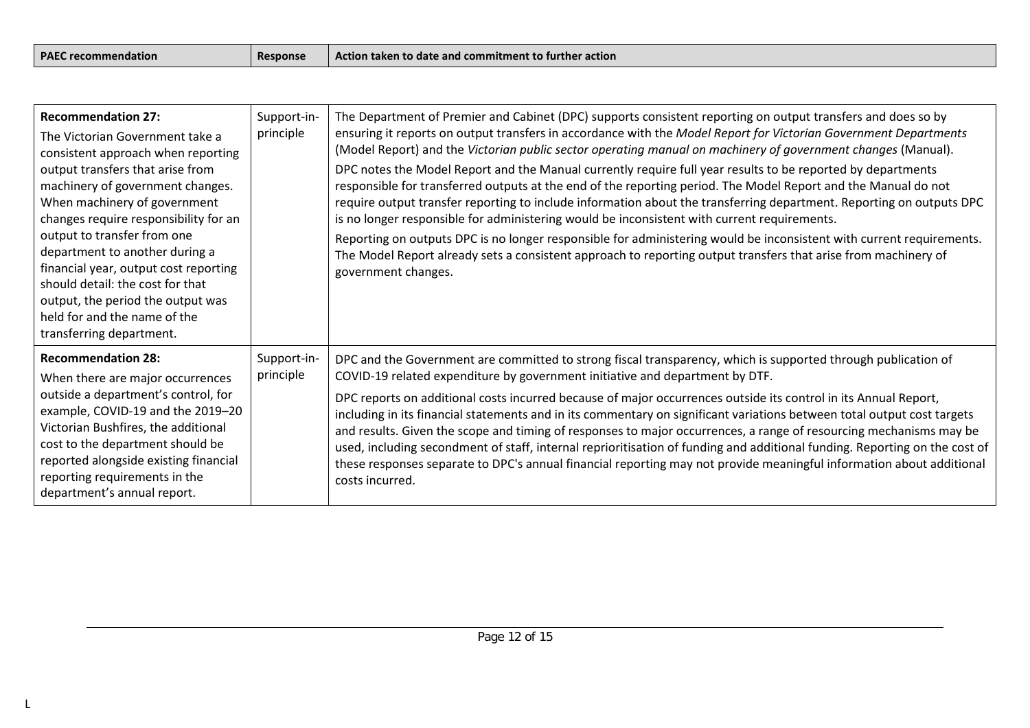| PAEC recommendation | Response | Action taken to date and commitment to further action |
|---|---|---|
| **Recommendation 27:** The Victorian Government take a consistent approach when reporting output transfers that arise from machinery of government changes. When machinery of government changes require responsibility for an output to transfer from one department to another during a financial year, output cost reporting should detail: the cost for that output, the period the output was held for and the name of the transferring department. | Support-in-principle | The Department of Premier and Cabinet (DPC) supports consistent reporting on output transfers and does so by ensuring it reports on output transfers in accordance with the *Model Report for Victorian Government Departments* (Model Report) and the *Victorian public sector operating manual on machinery of government changes* (Manual).<br><br>DPC notes the Model Report and the Manual currently require full year results to be reported by departments responsible for transferred outputs at the end of the reporting period. The Model Report and the Manual do not require output transfer reporting to include information about the transferring department. Reporting on outputs DPC is no longer responsible for administering would be inconsistent with current requirements.<br><br>Reporting on outputs DPC is no longer responsible for administering would be inconsistent with current requirements. The Model Report already sets a consistent approach to reporting output transfers that arise from machinery of government changes. |
| **Recommendation 28:** When there are major occurrences outside a department's control, for example, COVID-19 and the 2019–20 Victorian Bushfires, the additional cost to the department should be reported alongside existing financial reporting requirements in the department's annual report. | Support-in-principle | DPC and the Government are committed to strong fiscal transparency, which is supported through publication of COVID-19 related expenditure by government initiative and department by DTF.<br><br>DPC reports on additional costs incurred because of major occurrences outside its control in its Annual Report, including in its financial statements and in its commentary on significant variations between total output cost targets and results. Given the scope and timing of responses to major occurrences, a range of resourcing mechanisms may be used, including secondment of staff, internal reprioritisation of funding and additional funding. Reporting on the cost of these responses separate to DPC's annual financial reporting may not provide meaningful information about additional costs incurred. |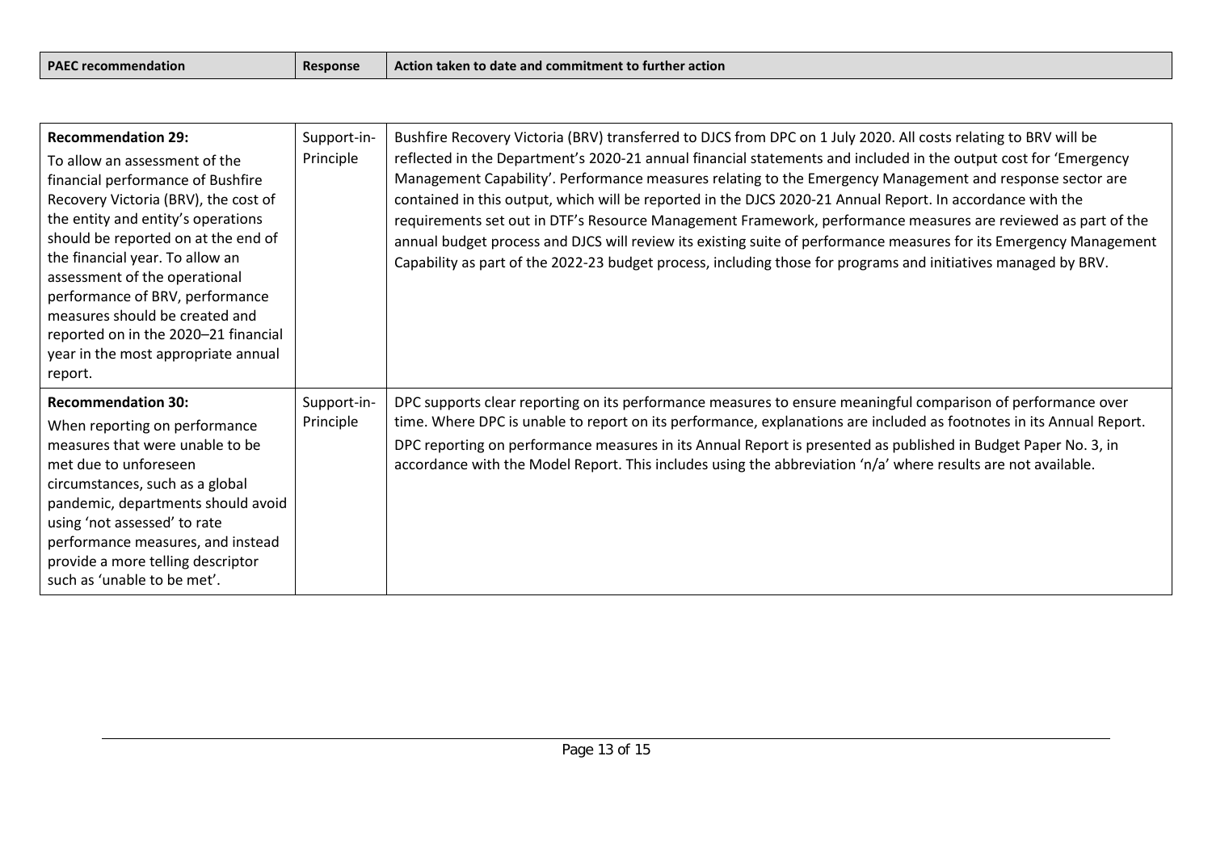| PAEC recommendation | Response | Action taken to date and commitment to further action |
|---|---|---|
| **Recommendation 29:** To allow an assessment of the financial performance of Bushfire Recovery Victoria (BRV), the cost of the entity and entity's operations should be reported on at the end of the financial year. To allow an assessment of the operational performance of BRV, performance measures should be created and reported on in the 2020–21 financial year in the most appropriate annual report. | Support-in-Principle | Bushfire Recovery Victoria (BRV) transferred to DJCS from DPC on 1 July 2020. All costs relating to BRV will be reflected in the Department's 2020-21 annual financial statements and included in the output cost for 'Emergency Management Capability'. Performance measures relating to the Emergency Management and response sector are contained in this output, which will be reported in the DJCS 2020-21 Annual Report. In accordance with the requirements set out in DTF's Resource Management Framework, performance measures are reviewed as part of the annual budget process and DJCS will review its existing suite of performance measures for its Emergency Management Capability as part of the 2022-23 budget process, including those for programs and initiatives managed by BRV. |
| **Recommendation 30:** When reporting on performance measures that were unable to be met due to unforeseen circumstances, such as a global pandemic, departments should avoid using 'not assessed' to rate performance measures, and instead provide a more telling descriptor such as 'unable to be met'. | Support-in-Principle | DPC supports clear reporting on its performance measures to ensure meaningful comparison of performance over time. Where DPC is unable to report on its performance, explanations are included as footnotes in its Annual Report. DPC reporting on performance measures in its Annual Report is presented as published in Budget Paper No. 3, in accordance with the Model Report. This includes using the abbreviation 'n/a' where results are not available. |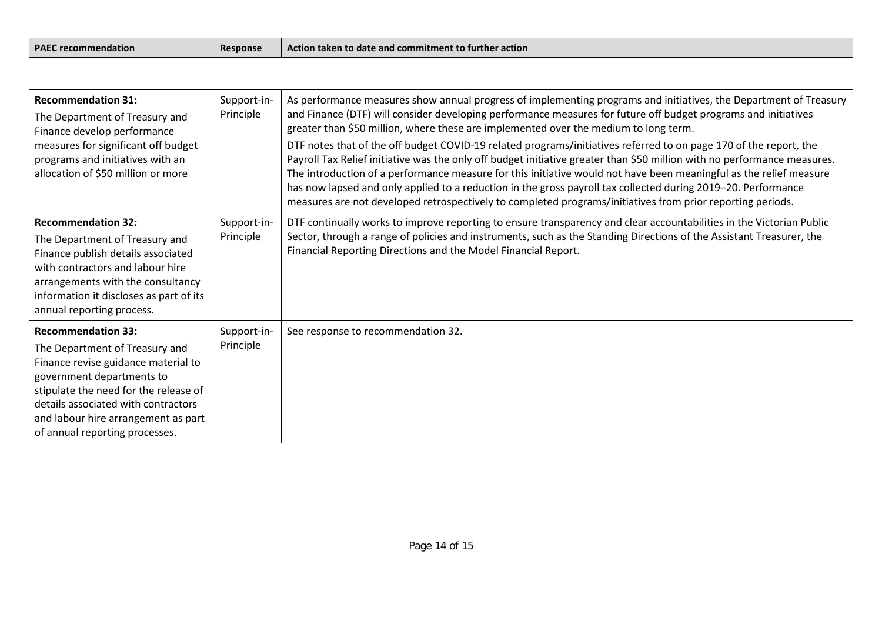| PAEC recommendation | Response | Action taken to date and commitment to further action |
|---|---|---|
| **Recommendation 31:** The Department of Treasury and Finance develop performance measures for significant off budget programs and initiatives with an allocation of \$50 million or more | Support-in-Principle | As performance measures show annual progress of implementing programs and initiatives, the Department of Treasury and Finance (DTF) will consider developing performance measures for future off budget programs and initiatives greater than \$50 million, where these are implemented over the medium to long term. DTF notes that of the off budget COVID-19 related programs/initiatives referred to on page 170 of the report, the Payroll Tax Relief initiative was the only off budget initiative greater than \$50 million with no performance measures. The introduction of a performance measure for this initiative would not have been meaningful as the relief measure has now lapsed and only applied to a reduction in the gross payroll tax collected during 2019–20. Performance measures are not developed retrospectively to completed programs/initiatives from prior reporting periods. |
| **Recommendation 32:** The Department of Treasury and Finance publish details associated with contractors and labour hire arrangements with the consultancy information it discloses as part of its annual reporting process. | Support-in-Principle | DTF continually works to improve reporting to ensure transparency and clear accountabilities in the Victorian Public Sector, through a range of policies and instruments, such as the Standing Directions of the Assistant Treasurer, the Financial Reporting Directions and the Model Financial Report. |
| **Recommendation 33:** The Department of Treasury and Finance revise guidance material to government departments to stipulate the need for the release of details associated with contractors and labour hire arrangement as part of annual reporting processes. | Support-in-Principle | See response to recommendation 32. |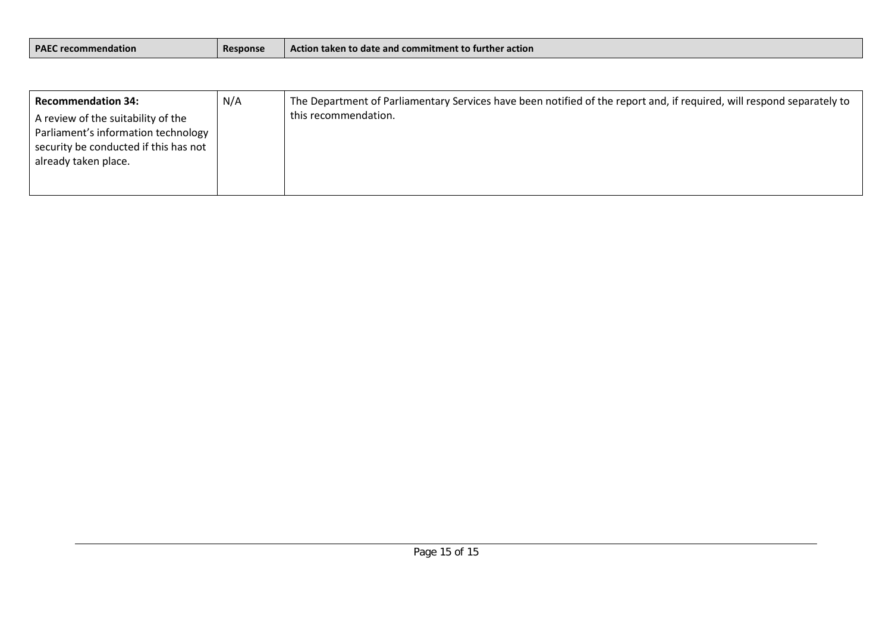| PAEC recommendation | Response | Action taken to date and commitment to further action |
|---|---|---|
| **Recommendation 34:** A review of the suitability of the Parliament's information technology security be conducted if this has not already taken place. | N/A | The Department of Parliamentary Services have been notified of the report and, if required, will respond separately to this recommendation. |